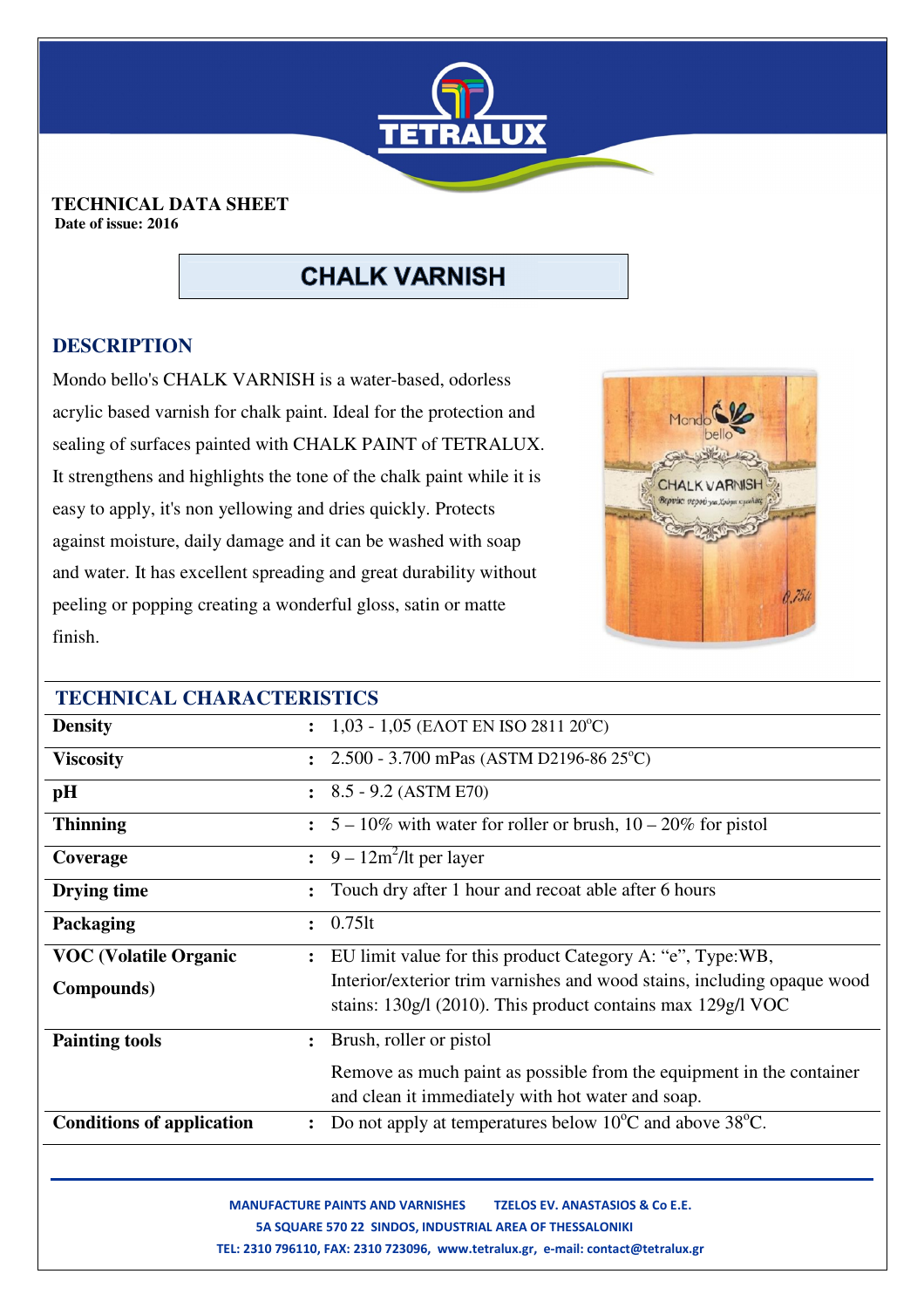**TECHNICAL DATA SHEET**
**Date of issue: 2016**

# CHALK VARNISH

## DESCRIPTION

Mondo bello's CHALK VARNISH is a water-based, odorless acrylic based varnish for chalk paint. Ideal for the protection and sealing of surfaces painted with CHALK PAINT of TETRALUX. It strengthens and highlights the tone of the chalk paint while it is easy to apply, it's non yellowing and dries quickly. Protects against moisture, daily damage and it can be washed with soap and water. It has excellent spreading and great durability without peeling or popping creating a wonderful gloss, satin or matte finish.

## TECHNICAL CHARACTERISTICS

| | | |
|---|---|---|
| **Density** | : | 1,03 - 1,05 (ΕΛΟΤ EN ISO 2811 20°C) |
| **Viscosity** | : | 2.500 - 3.700 mPas (ASTM D2196-86 25°C) |
| **pH** | : | 8.5 - 9.2 (ASTM E70) |
| **Thinning** | : | 5 – 10% with water for roller or brush, 10 – 20% for pistol |
| **Coverage** | : | 9 – 12m²/lt per layer |
| **Drying time** | : | Touch dry after 1 hour and recoat able after 6 hours |
| **Packaging** | : | 0.75lt |
| **VOC (Volatile Organic Compounds)** | : | EU limit value for this product Category A: "e", Type:WB, Interior/exterior trim varnishes and wood stains, including opaque wood stains: 130g/l (2010). This product contains max 129g/l VOC |
| **Painting tools** | : | Brush, roller or pistol<br>Remove as much paint as possible from the equipment in the container and clean it immediately with hot water and soap. |
| **Conditions of application** | : | Do not apply at temperatures below 10°C and above 38°C. |

**MANUFACTURE PAINTS AND VARNISHES TZELOS EV. ANASTASIOS & Co E.E.**
**5A SQUARE 570 22 SINDOS, INDUSTRIAL AREA OF THESSALONIKI**
**TEL: 2310 796110, FAX: 2310 723096, www.tetralux.gr, e-mail: contact@tetralux.gr**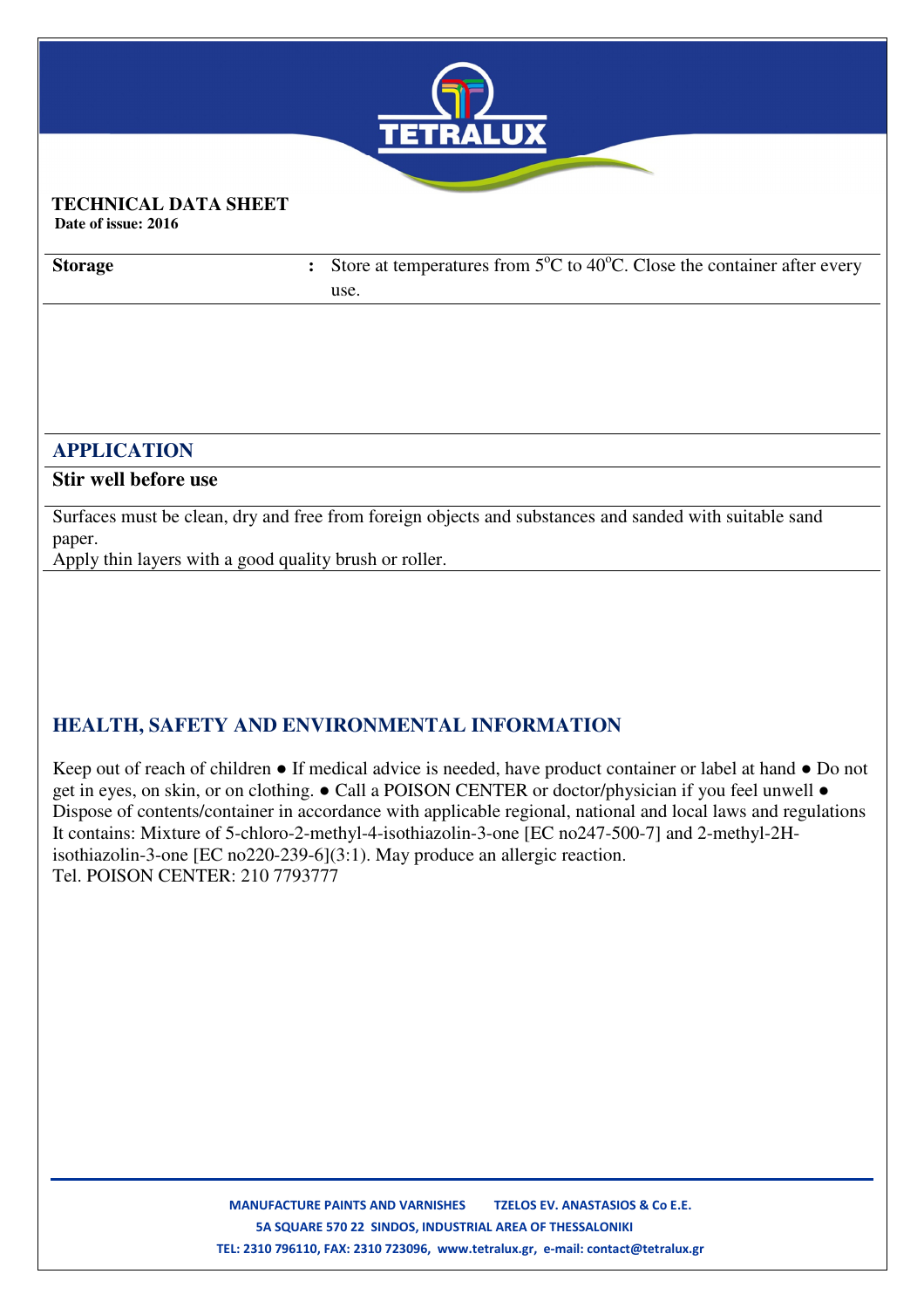**TECHNICAL DATA SHEET**
**Date of issue: 2016**

| | | |
|---|---|---|
| **Storage** | : | Store at temperatures from $5^oC$ to $40^oC$. Close the container after every use. |

## APPLICATION

**Stir well before use**

Surfaces must be clean, dry and free from foreign objects and substances and sanded with suitable sand paper.
Apply thin layers with a good quality brush or roller.

## HEALTH, SAFETY AND ENVIRONMENTAL INFORMATION

Keep out of reach of children ● If medical advice is needed, have product container or label at hand ● Do not get in eyes, on skin, or on clothing. ● Call a POISON CENTER or doctor/physician if you feel unwell ● Dispose of contents/container in accordance with applicable regional, national and local laws and regulations
It contains: Mixture of 5-chloro-2-methyl-4-isothiazolin-3-one [EC no247-500-7] and 2-methyl-2H-isothiazolin-3-one [EC no220-239-6](3:1). May produce an allergic reaction.
Tel. POISON CENTER: 210 7793777

MANUFACTURE PAINTS AND VARNISHES TZELOS EV. ANASTASIOS & Co E.E.
5A SQUARE 570 22 SINDOS, INDUSTRIAL AREA OF THESSALONIKI
TEL: 2310 796110, FAX: 2310 723096, www.tetralux.gr, e-mail: contact@tetralux.gr